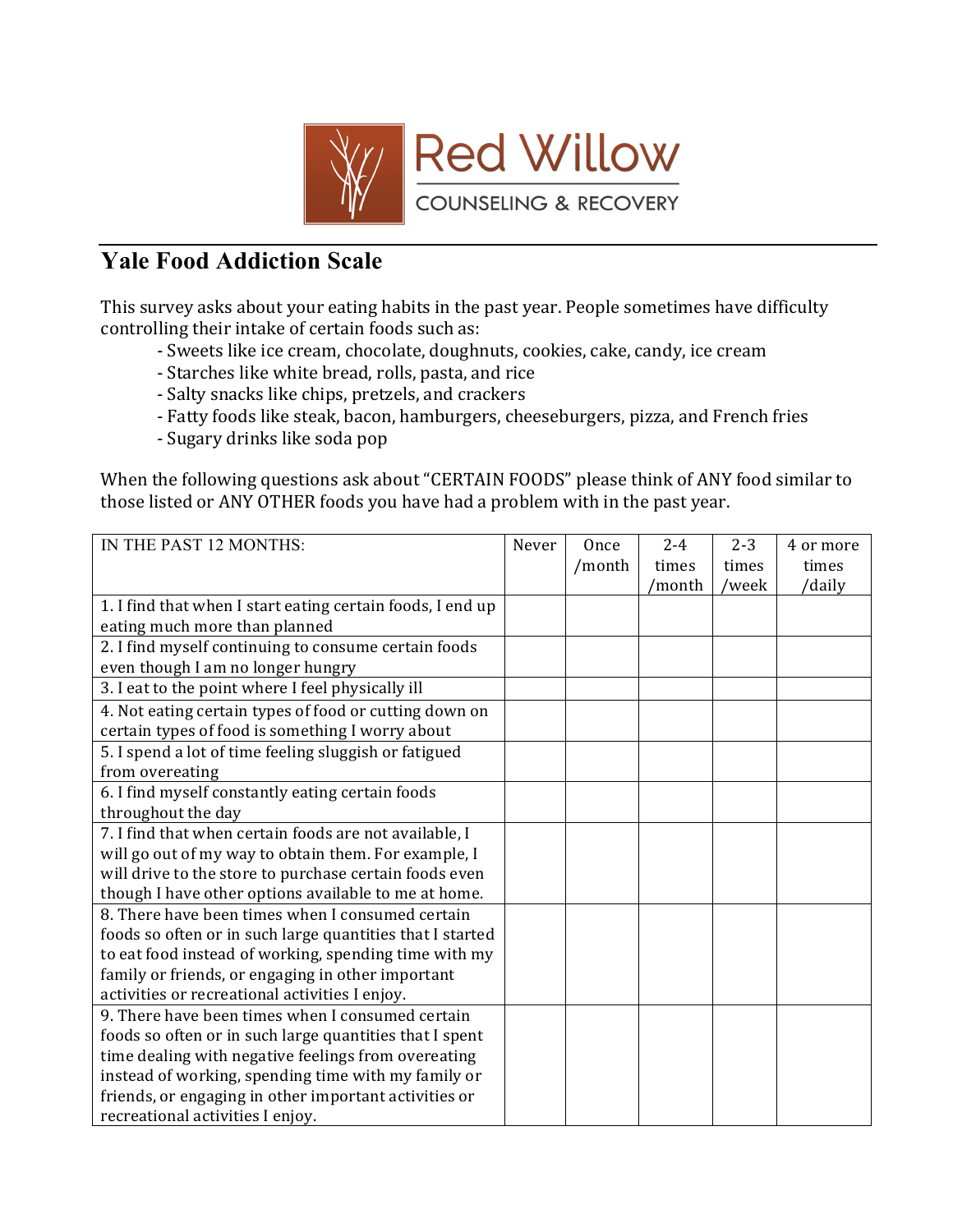Red Willow
COUNSELING & RECOVERY

## Yale Food Addiction Scale

This survey asks about your eating habits in the past year. People sometimes have difficulty controlling their intake of certain foods such as:

- Sweets like ice cream, chocolate, doughnuts, cookies, cake, candy, ice cream
- Starches like white bread, rolls, pasta, and rice
- Salty snacks like chips, pretzels, and crackers
- Fatty foods like steak, bacon, hamburgers, cheeseburgers, pizza, and French fries
- Sugary drinks like soda pop

When the following questions ask about "CERTAIN FOODS" please think of ANY food similar to those listed or ANY OTHER foods you have had a problem with in the past year.

| IN THE PAST 12 MONTHS: | Never | Once /month | 2-4 times /month | 2-3 times /week | 4 or more times /daily |
|---|---|---|---|---|---|
| 1. I find that when I start eating certain foods, I end up eating much more than planned | | | | | |
| 2. I find myself continuing to consume certain foods even though I am no longer hungry | | | | | |
| 3. I eat to the point where I feel physically ill | | | | | |
| 4. Not eating certain types of food or cutting down on certain types of food is something I worry about | | | | | |
| 5. I spend a lot of time feeling sluggish or fatigued from overeating | | | | | |
| 6. I find myself constantly eating certain foods throughout the day | | | | | |
| 7. I find that when certain foods are not available, I will go out of my way to obtain them. For example, I will drive to the store to purchase certain foods even though I have other options available to me at home. | | | | | |
| 8. There have been times when I consumed certain foods so often or in such large quantities that I started to eat food instead of working, spending time with my family or friends, or engaging in other important activities or recreational activities I enjoy. | | | | | |
| 9. There have been times when I consumed certain foods so often or in such large quantities that I spent time dealing with negative feelings from overeating instead of working, spending time with my family or friends, or engaging in other important activities or recreational activities I enjoy. | | | | | |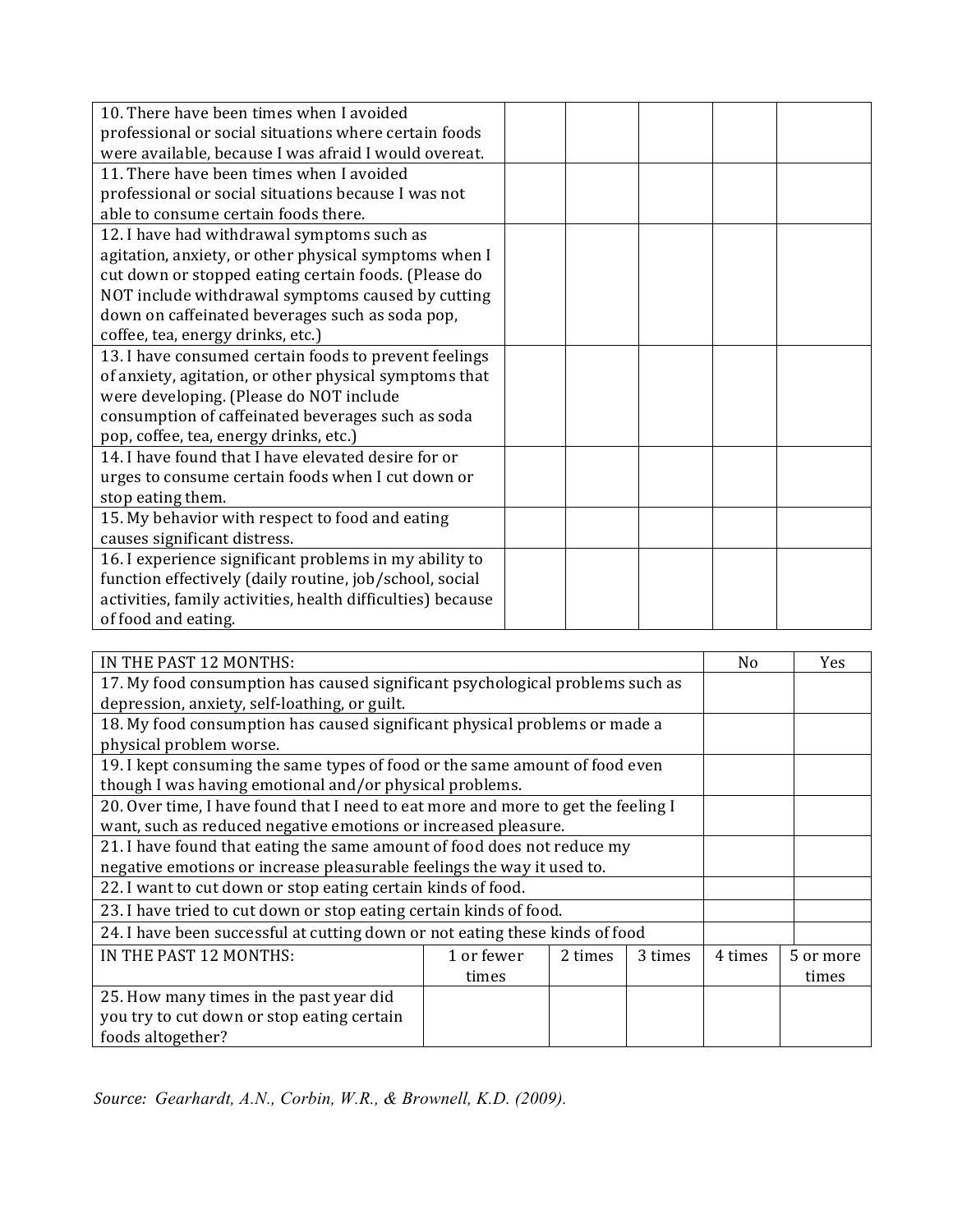| | | | | | |
|---|---|---|---|---|---|
| 10. There have been times when I avoided professional or social situations where certain foods were available, because I was afraid I would overeat. | | | | | |
| 11. There have been times when I avoided professional or social situations because I was not able to consume certain foods there. | | | | | |
| 12. I have had withdrawal symptoms such as agitation, anxiety, or other physical symptoms when I cut down or stopped eating certain foods. (Please do NOT include withdrawal symptoms caused by cutting down on caffeinated beverages such as soda pop, coffee, tea, energy drinks, etc.) | | | | | |
| 13. I have consumed certain foods to prevent feelings of anxiety, agitation, or other physical symptoms that were developing. (Please do NOT include consumption of caffeinated beverages such as soda pop, coffee, tea, energy drinks, etc.) | | | | | |
| 14. I have found that I have elevated desire for or urges to consume certain foods when I cut down or stop eating them. | | | | | |
| 15. My behavior with respect to food and eating causes significant distress. | | | | | |
| 16. I experience significant problems in my ability to function effectively (daily routine, job/school, social activities, family activities, health difficulties) because of food and eating. | | | | | |

| IN THE PAST 12 MONTHS: | No | Yes |
|---|---|---|
| 17. My food consumption has caused significant psychological problems such as depression, anxiety, self-loathing, or guilt. | | |
| 18. My food consumption has caused significant physical problems or made a physical problem worse. | | |
| 19. I kept consuming the same types of food or the same amount of food even though I was having emotional and/or physical problems. | | |
| 20. Over time, I have found that I need to eat more and more to get the feeling I want, such as reduced negative emotions or increased pleasure. | | |
| 21. I have found that eating the same amount of food does not reduce my negative emotions or increase pleasurable feelings the way it used to. | | |
| 22. I want to cut down or stop eating certain kinds of food. | | |
| 23. I have tried to cut down or stop eating certain kinds of food. | | |
| 24. I have been successful at cutting down or not eating these kinds of food | | |

| IN THE PAST 12 MONTHS: | 1 or fewer times | 2 times | 3 times | 4 times | 5 or more times |
|---|---|---|---|---|---|
| 25. How many times in the past year did you try to cut down or stop eating certain foods altogether? | | | | | |

*Source: Gearhardt, A.N., Corbin, W.R., & Brownell, K.D. (2009).*